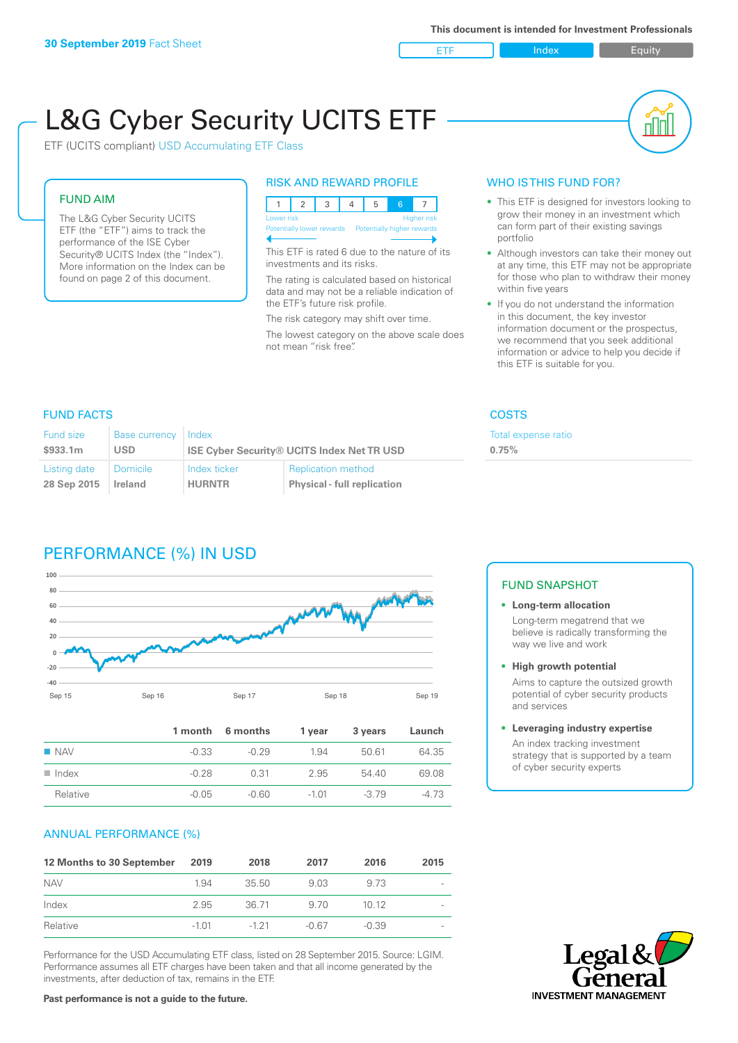**30 September 2019** Fact Sheet

This document is intended for Investment Professionals

ETF | Index | Equity

# L&G Cyber Security UCITS ETF

ETF (UCITS compliant) USD Accumulating ETF Class

## FUND AIM

The L&G Cyber Security UCITS ETF (the "ETF") aims to track the performance of the ISE Cyber Security® UCITS Index (the "Index"). More information on the Index can be found on page 2 of this document.

## RISK AND REWARD PROFILE

| 1 | 2 | 3 | 4 | 5 | 6 | 7 |
|---|---|---|---|---|---|---|

Lower risk — Higher risk
Potentially lower rewards — Potentially higher rewards

This ETF is rated 6 due to the nature of its investments and its risks.

The rating is calculated based on historical data and may not be a reliable indication of the ETF's future risk profile.

The risk category may shift over time.

The lowest category on the above scale does not mean "risk free".

## WHO IS THIS FUND FOR?

- This ETF is designed for investors looking to grow their money in an investment which can form part of their existing savings portfolio
- Although investors can take their money out at any time, this ETF may not be appropriate for those who plan to withdraw their money within five years
- If you do not understand the information in this document, the key investor information document or the prospectus, we recommend that you seek additional information or advice to help you decide if this ETF is suitable for you.

## FUND FACTS

| Fund size | Base currency | Index | |
|---|---|---|---|
| $933.1m | USD | ISE Cyber Security® UCITS Index Net TR USD | |
| **Listing date** | **Domicile** | **Index ticker** | **Replication method** |
| 28 Sep 2015 | Ireland | HURNTR | Physical - full replication |

## COSTS

| Total expense ratio |
|---|
| 0.75% |

## PERFORMANCE (%) IN USD

| | 1 month | 6 months | 1 year | 3 years | Launch |
|---|---|---|---|---|---|
| NAV | -0.33 | -0.29 | 1.94 | 50.61 | 64.35 |
| Index | -0.28 | 0.31 | 2.95 | 54.40 | 69.08 |
| Relative | -0.05 | -0.60 | -1.01 | -3.79 | -4.73 |

## FUND SNAPSHOT

- **Long-term allocation**
  Long-term megatrend that we believe is radically transforming the way we live and work
- **High growth potential**
  Aims to capture the outsized growth potential of cyber security products and services
- **Leveraging industry expertise**
  An index tracking investment strategy that is supported by a team of cyber security experts

## ANNUAL PERFORMANCE (%)

| 12 Months to 30 September | 2019 | 2018 | 2017 | 2016 | 2015 |
|---|---|---|---|---|---|
| NAV | 1.94 | 35.50 | 9.03 | 9.73 | - |
| Index | 2.95 | 36.71 | 9.70 | 10.12 | - |
| Relative | -1.01 | -1.21 | -0.67 | -0.39 | - |

Performance for the USD Accumulating ETF class, listed on 28 September 2015. Source: LGIM. Performance assumes all ETF charges have been taken and that all income generated by the investments, after deduction of tax, remains in the ETF.

**Past performance is not a guide to the future.**

Legal & General INVESTMENT MANAGEMENT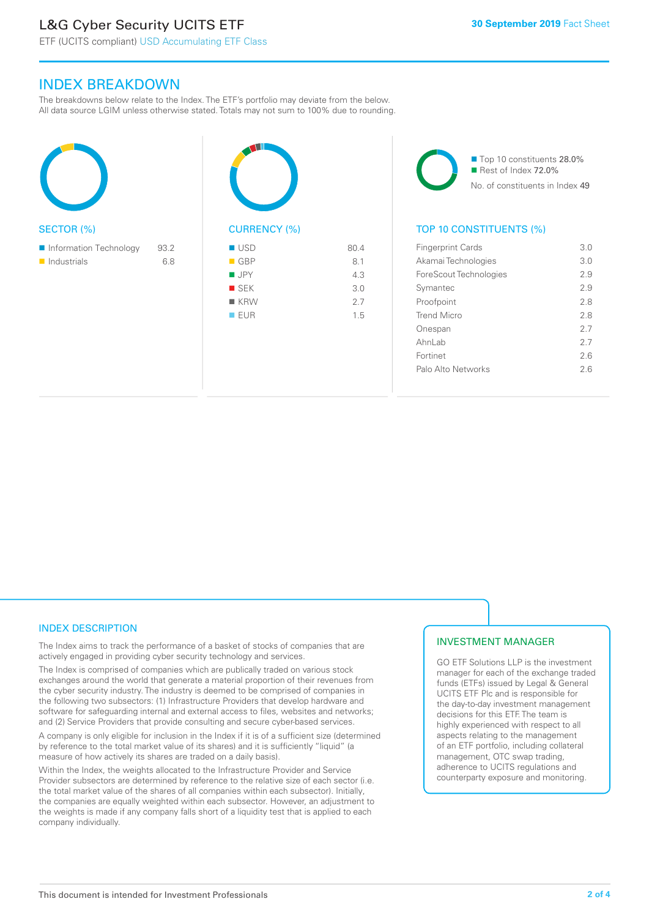## INDEX BREAKDOWN

The breakdowns below relate to the Index. The ETF's portfolio may deviate from the below. All data source LGIM unless otherwise stated. Totals may not sum to 100% due to rounding.

### SECTOR (%)

| Sector | % |
|---|---|
| Information Technology | 93.2 |
| Industrials | 6.8 |

### CURRENCY (%)

| Currency | % |
|---|---|
| USD | 80.4 |
| GBP | 8.1 |
| JPY | 4.3 |
| SEK | 3.0 |
| KRW | 2.7 |
| EUR | 1.5 |

Top 10 constituents 28.0%
Rest of Index 72.0%
No. of constituents in Index 49

### TOP 10 CONSTITUENTS (%)

| Constituent | % |
|---|---|
| Fingerprint Cards | 3.0 |
| Akamai Technologies | 3.0 |
| ForeScout Technologies | 2.9 |
| Symantec | 2.9 |
| Proofpoint | 2.8 |
| Trend Micro | 2.8 |
| Onespan | 2.7 |
| AhnLab | 2.7 |
| Fortinet | 2.6 |
| Palo Alto Networks | 2.6 |

### INDEX DESCRIPTION

The Index aims to track the performance of a basket of stocks of companies that are actively engaged in providing cyber security technology and services.

The Index is comprised of companies which are publically traded on various stock exchanges around the world that generate a material proportion of their revenues from the cyber security industry. The industry is deemed to be comprised of companies in the following two subsectors: (1) Infrastructure Providers that develop hardware and software for safeguarding internal and external access to files, websites and networks; and (2) Service Providers that provide consulting and secure cyber-based services.

A company is only eligible for inclusion in the Index if it is of a sufficient size (determined by reference to the total market value of its shares) and it is sufficiently "liquid" (a measure of how actively its shares are traded on a daily basis).

Within the Index, the weights allocated to the Infrastructure Provider and Service Provider subsectors are determined by reference to the relative size of each sector (i.e. the total market value of the shares of all companies within each subsector). Initially, the companies are equally weighted within each subsector. However, an adjustment to the weights is made if any company falls short of a liquidity test that is applied to each company individually.

### INVESTMENT MANAGER

GO ETF Solutions LLP is the investment manager for each of the exchange traded funds (ETFs) issued by Legal & General UCITS ETF Plc and is responsible for the day-to-day investment management decisions for this ETF. The team is highly experienced with respect to all aspects relating to the management of an ETF portfolio, including collateral management, OTC swap trading, adherence to UCITS regulations and counterparty exposure and monitoring.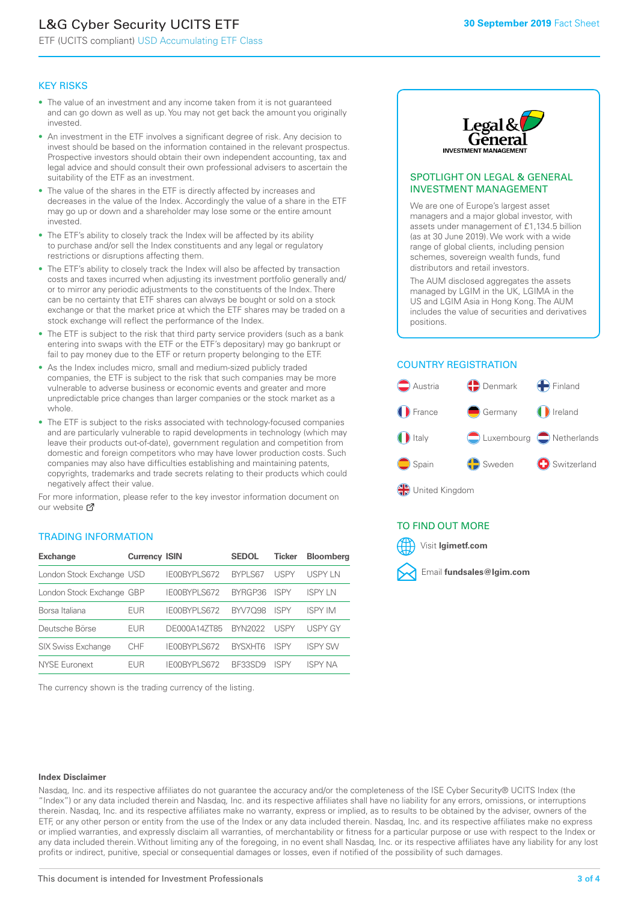# L&G Cyber Security UCITS ETF

ETF (UCITS compliant) USD Accumulating ETF Class

**30 September 2019** Fact Sheet

## KEY RISKS

- The value of an investment and any income taken from it is not guaranteed and can go down as well as up. You may not get back the amount you originally invested.
- An investment in the ETF involves a significant degree of risk. Any decision to invest should be based on the information contained in the relevant prospectus. Prospective investors should obtain their own independent accounting, tax and legal advice and should consult their own professional advisers to ascertain the suitability of the ETF as an investment.
- The value of the shares in the ETF is directly affected by increases and decreases in the value of the Index. Accordingly the value of a share in the ETF may go up or down and a shareholder may lose some or the entire amount invested.
- The ETF's ability to closely track the Index will be affected by its ability to purchase and/or sell the Index constituents and any legal or regulatory restrictions or disruptions affecting them.
- The ETF's ability to closely track the Index will also be affected by transaction costs and taxes incurred when adjusting its investment portfolio generally and/or to mirror any periodic adjustments to the constituents of the Index. There can be no certainty that ETF shares can always be bought or sold on a stock exchange or that the market price at which the ETF shares may be traded on a stock exchange will reflect the performance of the Index.
- The ETF is subject to the risk that third party service providers (such as a bank entering into swaps with the ETF or the ETF's depositary) may go bankrupt or fail to pay money due to the ETF or return property belonging to the ETF.
- As the Index includes micro, small and medium-sized publicly traded companies, the ETF is subject to the risk that such companies may be more vulnerable to adverse business or economic events and greater and more unpredictable price changes than larger companies or the stock market as a whole.
- The ETF is subject to the risks associated with technology-focused companies and are particularly vulnerable to rapid developments in technology (which may leave their products out-of-date), government regulation and competition from domestic and foreign competitors who may have lower production costs. Such companies may also have difficulties establishing and maintaining patents, copyrights, trademarks and trade secrets relating to their products which could negatively affect their value.

For more information, please refer to the key investor information document on our website

## TRADING INFORMATION

| Exchange | Currency | ISIN | SEDOL | Ticker | Bloomberg |
|---|---|---|---|---|---|
| London Stock Exchange | USD | IE00BYPLS672 | BYPLS67 | USPY | USPY LN |
| London Stock Exchange | GBP | IE00BYPLS672 | BYRGP36 | ISPY | ISPY LN |
| Borsa Italiana | EUR | IE00BYPLS672 | BYV7Q98 | ISPY | ISPY IM |
| Deutsche Börse | EUR | DE000A14ZT85 | BYN2022 | USPY | USPY GY |
| SIX Swiss Exchange | CHF | IE00BYPLS672 | BYSXHT6 | ISPY | ISPY SW |
| NYSE Euronext | EUR | IE00BYPLS672 | BF33SD9 | ISPY | ISPY NA |

The currency shown is the trading currency of the listing.

## SPOTLIGHT ON LEGAL & GENERAL INVESTMENT MANAGEMENT

We are one of Europe's largest asset managers and a major global investor, with assets under management of £1,134.5 billion (as at 30 June 2019). We work with a wide range of global clients, including pension schemes, sovereign wealth funds, fund distributors and retail investors.

The AUM disclosed aggregates the assets managed by LGIM in the UK, LGIMA in the US and LGIM Asia in Hong Kong. The AUM includes the value of securities and derivatives positions.

## COUNTRY REGISTRATION

Austria, Denmark, Finland, France, Germany, Ireland, Italy, Luxembourg, Netherlands, Spain, Sweden, Switzerland, United Kingdom

## TO FIND OUT MORE

Visit **lgimetf.com**

Email **fundsales@lgim.com**

**Index Disclaimer**

Nasdaq, Inc. and its respective affiliates do not guarantee the accuracy and/or the completeness of the ISE Cyber Security® UCITS Index (the "Index") or any data included therein and Nasdaq, Inc. and its respective affiliates shall have no liability for any errors, omissions, or interruptions therein. Nasdaq, Inc. and its respective affiliates make no warranty, express or implied, as to results to be obtained by the adviser, owners of the ETF, or any other person or entity from the use of the Index or any data included therein. Nasdaq, Inc. and its respective affiliates make no express or implied warranties, and expressly disclaim all warranties, of merchantability or fitness for a particular purpose or use with respect to the Index or any data included therein. Without limiting any of the foregoing, in no event shall Nasdaq, Inc. or its respective affiliates have any liability for any lost profits or indirect, punitive, special or consequential damages or losses, even if notified of the possibility of such damages.

This document is intended for Investment Professionals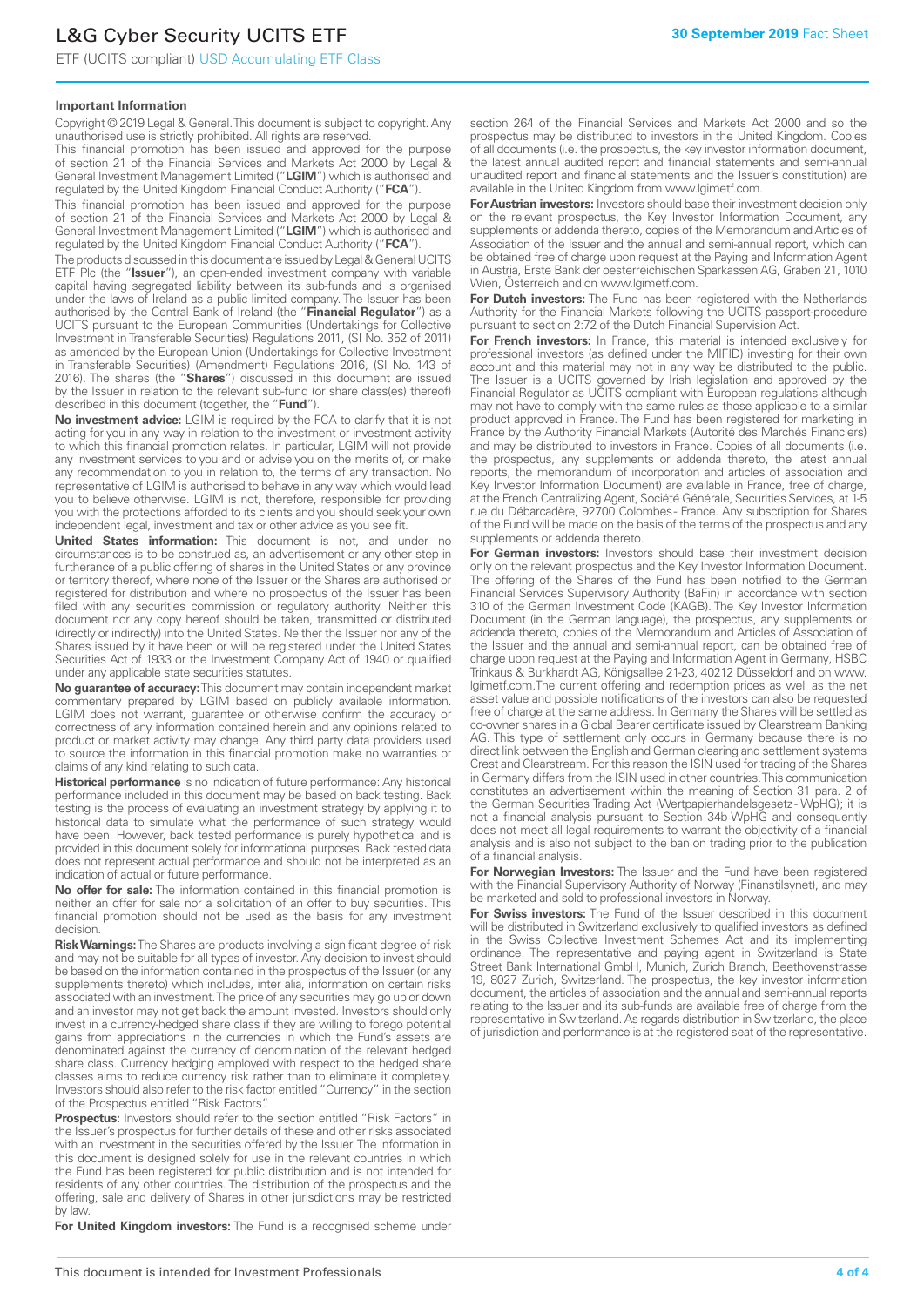# L&G Cyber Security UCITS ETF

ETF (UCITS compliant) USD Accumulating ETF Class

**30 September 2019** Fact Sheet

### Important Information

Copyright © 2019 Legal & General. This document is subject to copyright. Any unauthorised use is strictly prohibited. All rights are reserved.

This financial promotion has been issued and approved for the purpose of section 21 of the Financial Services and Markets Act 2000 by Legal & General Investment Management Limited ("**LGIM**") which is authorised and regulated by the United Kingdom Financial Conduct Authority ("**FCA**").

This financial promotion has been issued and approved for the purpose of section 21 of the Financial Services and Markets Act 2000 by Legal & General Investment Management Limited ("**LGIM**") which is authorised and regulated by the United Kingdom Financial Conduct Authority ("**FCA**").

The products discussed in this document are issued by Legal & General UCITS ETF Plc (the "**Issuer**"), an open-ended investment company with variable capital having segregated liability between its sub-funds and is organised under the laws of Ireland as a public limited company. The Issuer has been authorised by the Central Bank of Ireland (the "**Financial Regulator**") as a UCITS pursuant to the European Communities (Undertakings for Collective Investment in Transferable Securities) Regulations 2011, (SI No. 352 of 2011) as amended by the European Union (Undertakings for Collective Investment in Transferable Securities) (Amendment) Regulations 2016, (SI No. 143 of 2016). The shares (the "**Shares**") discussed in this document are issued by the Issuer in relation to the relevant sub-fund (or share class(es) thereof) described in this document (together, the "**Fund**").

**No investment advice:** LGIM is required by the FCA to clarify that it is not acting for you in any way in relation to the investment or investment activity to which this financial promotion relates. In particular, LGIM will not provide any investment services to you and or advise you on the merits of, or make any recommendation to you in relation to, the terms of any transaction. No representative of LGIM is authorised to behave in any way which would lead you to believe otherwise. LGIM is not, therefore, responsible for providing you with the protections afforded to its clients and you should seek your own independent legal, investment and tax or other advice as you see fit.

**United States information:** This document is not, and under no circumstances is to be construed as, an advertisement or any other step in furtherance of a public offering of shares in the United States or any province or territory thereof, where none of the Issuer or the Shares are authorised or registered for distribution and where no prospectus of the Issuer has been filed with any securities commission or regulatory authority. Neither this document nor any copy hereof should be taken, transmitted or distributed (directly or indirectly) into the United States. Neither the Issuer nor any of the Shares issued by it have been or will be registered under the United States Securities Act of 1933 or the Investment Company Act of 1940 or qualified under any applicable state securities statutes.

**No guarantee of accuracy:** This document may contain independent market commentary prepared by LGIM based on publicly available information. LGIM does not warrant, guarantee or otherwise confirm the accuracy or correctness of any information contained herein and any opinions related to product or market activity may change. Any third party data providers used to source the information in this financial promotion make no warranties or claims of any kind relating to such data.

**Historical performance** is no indication of future performance: Any historical performance included in this document may be based on back testing. Back testing is the process of evaluating an investment strategy by applying it to historical data to simulate what the performance of such strategy would have been. However, back tested performance is purely hypothetical and is provided in this document solely for informational purposes. Back tested data does not represent actual performance and should not be interpreted as an indication of actual or future performance.

**No offer for sale:** The information contained in this financial promotion is neither an offer for sale nor a solicitation of an offer to buy securities. This financial promotion should not be used as the basis for any investment decision.

**Risk Warnings:** The Shares are products involving a significant degree of risk and may not be suitable for all types of investor. Any decision to invest should be based on the information contained in the prospectus of the Issuer (or any supplements thereto) which includes, inter alia, information on certain risks associated with an investment. The price of any securities may go up or down and an investor may not get back the amount invested. Investors should only invest in a currency-hedged share class if they are willing to forego potential gains from appreciations in the currencies in which the Fund's assets are denominated against the currency of denomination of the relevant hedged share class. Currency hedging employed with respect to the hedged share classes aims to reduce currency risk rather than to eliminate it completely. Investors should also refer to the risk factor entitled "Currency" in the section of the Prospectus entitled "Risk Factors".

**Prospectus:** Investors should refer to the section entitled "Risk Factors" in the Issuer's prospectus for further details of these and other risks associated with an investment in the securities offered by the Issuer. The information in this document is designed solely for use in the relevant countries in which the Fund has been registered for public distribution and is not intended for residents of any other countries. The distribution of the prospectus and the offering, sale and delivery of Shares in other jurisdictions may be restricted by law.

**For United Kingdom investors:** The Fund is a recognised scheme under section 264 of the Financial Services and Markets Act 2000 and so the prospectus may be distributed to investors in the United Kingdom. Copies of all documents (i.e. the prospectus, the key investor information document, the latest annual audited report and financial statements and semi-annual unaudited report and financial statements and the Issuer's constitution) are available in the United Kingdom from www.lgimetf.com.

**For Austrian investors:** Investors should base their investment decision only on the relevant prospectus, the Key Investor Information Document, any supplements or addenda thereto, copies of the Memorandum and Articles of Association of the Issuer and the annual and semi-annual report, which can be obtained free of charge upon request at the Paying and Information Agent in Austria, Erste Bank der oesterreichischen Sparkassen AG, Graben 21, 1010 Wien, Österreich and on www.lgimetf.com.

**For Dutch investors:** The Fund has been registered with the Netherlands Authority for the Financial Markets following the UCITS passport-procedure pursuant to section 2:72 of the Dutch Financial Supervision Act.

**For French investors:** In France, this material is intended exclusively for professional investors (as defined under the MIFID) investing for their own account and this material may not in any way be distributed to the public. The Issuer is a UCITS governed by Irish legislation and approved by the Financial Regulator as UCITS compliant with European regulations although may not have to comply with the same rules as those applicable to a similar product approved in France. The Fund has been registered for marketing in France by the Authority Financial Markets (Autorité des Marchés Financiers) and may be distributed to investors in France. Copies of all documents (i.e. the prospectus, any supplements or addenda thereto, the latest annual reports, the memorandum of incorporation and articles of association and Key Investor Information Document) are available in France, free of charge, at the French Centralizing Agent, Société Générale, Securities Services, at 1-5 rue du Débarcadère, 92700 Colombes - France. Any subscription for Shares of the Fund will be made on the basis of the terms of the prospectus and any supplements or addenda thereto.

**For German investors:** Investors should base their investment decision only on the relevant prospectus and the Key Investor Information Document. The offering of the Shares of the Fund has been notified to the German Financial Services Supervisory Authority (BaFin) in accordance with section 310 of the German Investment Code (KAGB). The Key Investor Information Document (in the German language), the prospectus, any supplements or addenda thereto, copies of the Memorandum and Articles of Association of the Issuer and the annual and semi-annual report, can be obtained free of charge upon request at the Paying and Information Agent in Germany, HSBC Trinkaus & Burkhardt AG, Königsallee 21-23, 40212 Düsseldorf and on www.lgimetf.com.The current offering and redemption prices as well as the net asset value and possible notifications of the investors can also be requested free of charge at the same address. In Germany the Shares will be settled as co-owner shares in a Global Bearer certificate issued by Clearstream Banking AG. This type of settlement only occurs in Germany because there is no direct link between the English and German clearing and settlement systems Crest and Clearstream. For this reason the ISIN used for trading of the Shares in Germany differs from the ISIN used in other countries. This communication constitutes an advertisement within the meaning of Section 31 para. 2 of the German Securities Trading Act (Wertpapierhandelsgesetz - WpHG); it is not a financial analysis pursuant to Section 34b WpHG and consequently does not meet all legal requirements to warrant the objectivity of a financial analysis and is also not subject to the ban on trading prior to the publication of a financial analysis.

**For Norwegian Investors:** The Issuer and the Fund have been registered with the Financial Supervisory Authority of Norway (Finanstilsynet), and may be marketed and sold to professional investors in Norway.

**For Swiss investors:** The Fund of the Issuer described in this document will be distributed in Switzerland exclusively to qualified investors as defined in the Swiss Collective Investment Schemes Act and its implementing ordinance. The representative and paying agent in Switzerland is State Street Bank International GmbH, Munich, Zurich Branch, Beethovenstrasse 19, 8027 Zurich, Switzerland. The prospectus, the key investor information document, the articles of association and the annual and semi-annual reports relating to the Issuer and its sub-funds are available free of charge from the representative in Switzerland. As regards distribution in Switzerland, the place of jurisdiction and performance is at the registered seat of the representative.

This document is intended for Investment Professionals